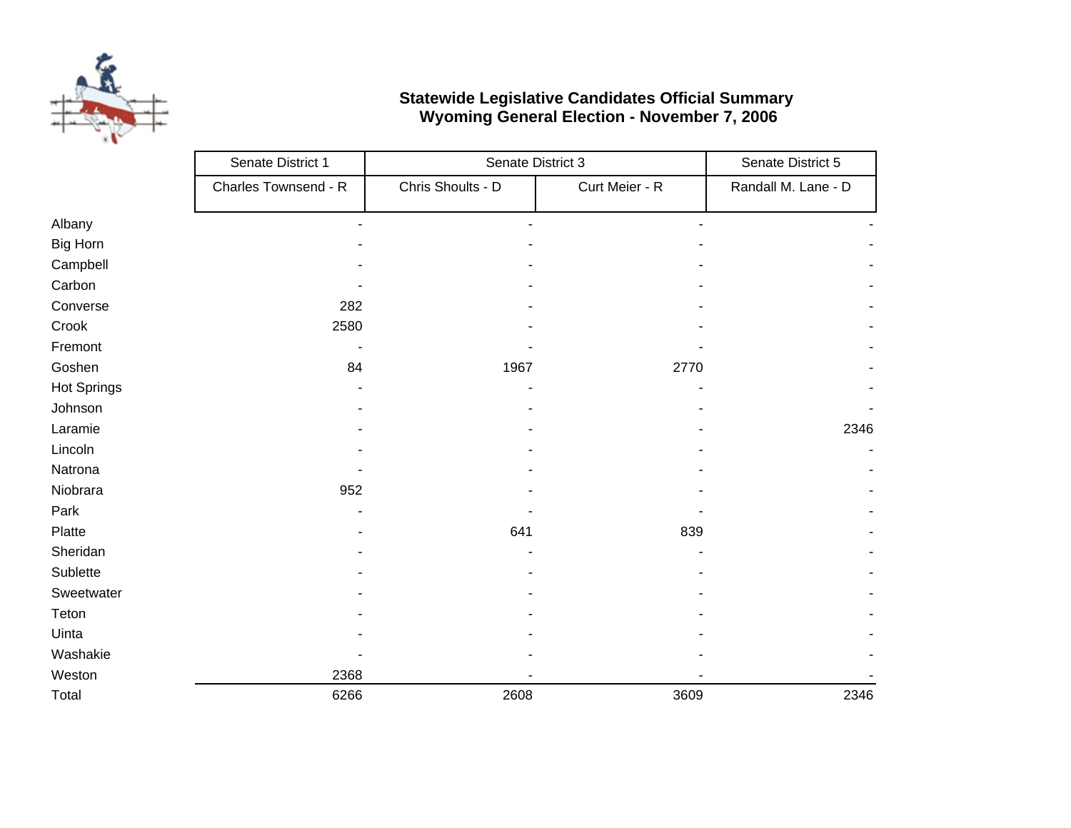# Statewide Legislative Candidates Official Summary
## Wyoming General Election - November 7, 2006

| | Senate District 1 | Senate District 3 | | Senate District 5 |
|---|---|---|---|---|
| | Charles Townsend - R | Chris Shoults - D | Curt Meier - R | Randall M. Lane - D |
| Albany | - | - | - | - |
| Big Horn | - | - | - | - |
| Campbell | - | - | - | - |
| Carbon | - | - | - | - |
| Converse | 282 | - | - | - |
| Crook | 2580 | - | - | - |
| Fremont | - | - | - | - |
| Goshen | 84 | 1967 | 2770 | - |
| Hot Springs | - | - | - | - |
| Johnson | - | - | - | - |
| Laramie | - | - | - | 2346 |
| Lincoln | - | - | - | - |
| Natrona | - | - | - | - |
| Niobrara | 952 | - | - | - |
| Park | - | - | - | - |
| Platte | - | 641 | 839 | - |
| Sheridan | - | - | - | - |
| Sublette | - | - | - | - |
| Sweetwater | - | - | - | - |
| Teton | - | - | - | - |
| Uinta | - | - | - | - |
| Washakie | - | - | - | - |
| Weston | 2368 | - | - | - |
| Total | 6266 | 2608 | 3609 | 2346 |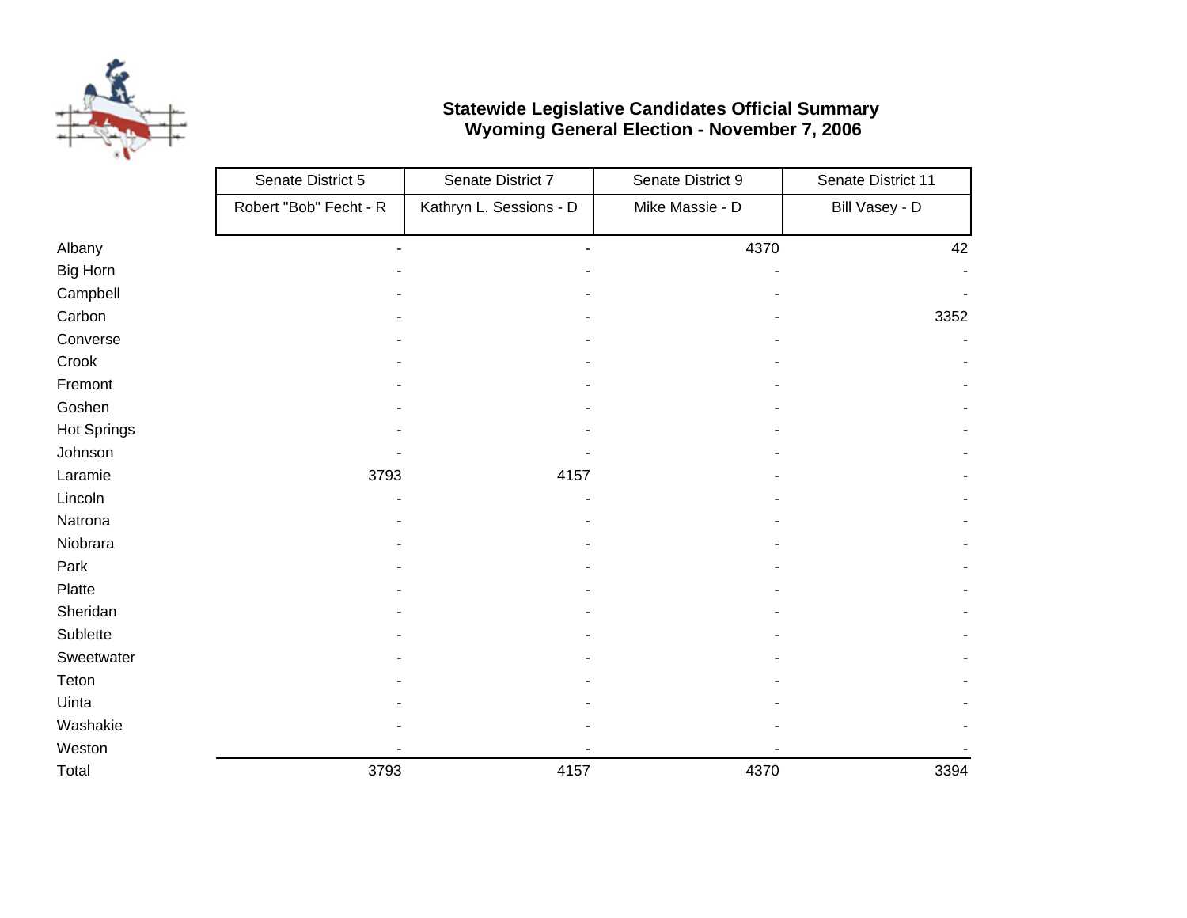**Statewide Legislative Candidates Official Summary**
**Wyoming General Election - November 7, 2006**

| | Senate District 5 | Senate District 7 | Senate District 9 | Senate District 11 |
|---|---|---|---|---|
| | Robert "Bob" Fecht - R | Kathryn L. Sessions - D | Mike Massie - D | Bill Vasey - D |
| Albany | - | - | 4370 | 42 |
| Big Horn | - | - | - | - |
| Campbell | - | - | - | - |
| Carbon | - | - | - | 3352 |
| Converse | - | - | - | - |
| Crook | - | - | - | - |
| Fremont | - | - | - | - |
| Goshen | - | - | - | - |
| Hot Springs | - | - | - | - |
| Johnson | - | - | - | - |
| Laramie | 3793 | 4157 | - | - |
| Lincoln | - | - | - | - |
| Natrona | - | - | - | - |
| Niobrara | - | - | - | - |
| Park | - | - | - | - |
| Platte | - | - | - | - |
| Sheridan | - | - | - | - |
| Sublette | - | - | - | - |
| Sweetwater | - | - | - | - |
| Teton | - | - | - | - |
| Uinta | - | - | - | - |
| Washakie | - | - | - | - |
| Weston | - | - | - | - |
| Total | 3793 | 4157 | 4370 | 3394 |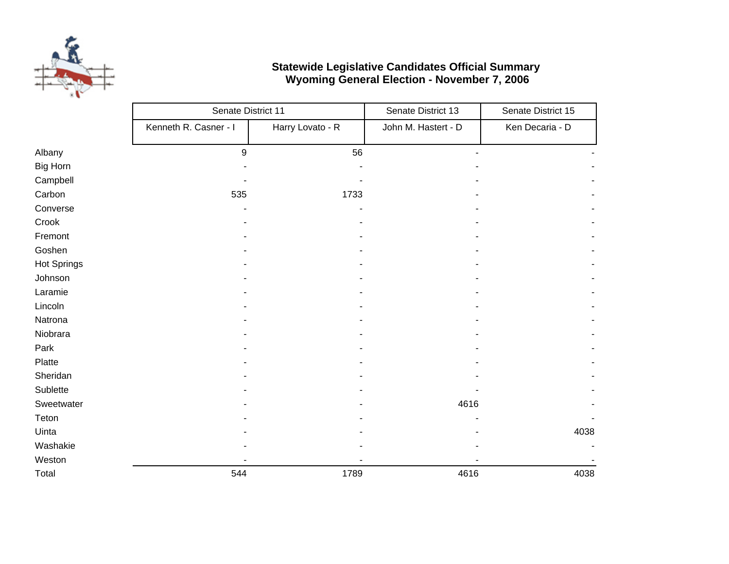**Statewide Legislative Candidates Official Summary**
**Wyoming General Election - November 7, 2006**

| | Senate District 11 | | Senate District 13 | Senate District 15 |
|---|---|---|---|---|
| | Kenneth R. Casner - I | Harry Lovato - R | John M. Hastert - D | Ken Decaria - D |
| Albany | 9 | 56 | - | - |
| Big Horn | - | - | - | - |
| Campbell | - | - | - | - |
| Carbon | 535 | 1733 | - | - |
| Converse | - | - | - | - |
| Crook | - | - | - | - |
| Fremont | - | - | - | - |
| Goshen | - | - | - | - |
| Hot Springs | - | - | - | - |
| Johnson | - | - | - | - |
| Laramie | - | - | - | - |
| Lincoln | - | - | - | - |
| Natrona | - | - | - | - |
| Niobrara | - | - | - | - |
| Park | - | - | - | - |
| Platte | - | - | - | - |
| Sheridan | - | - | - | - |
| Sublette | - | - | - | - |
| Sweetwater | - | - | 4616 | - |
| Teton | - | - | - | - |
| Uinta | - | - | - | 4038 |
| Washakie | - | - | - | - |
| Weston | - | - | - | - |
| Total | 544 | 1789 | 4616 | 4038 |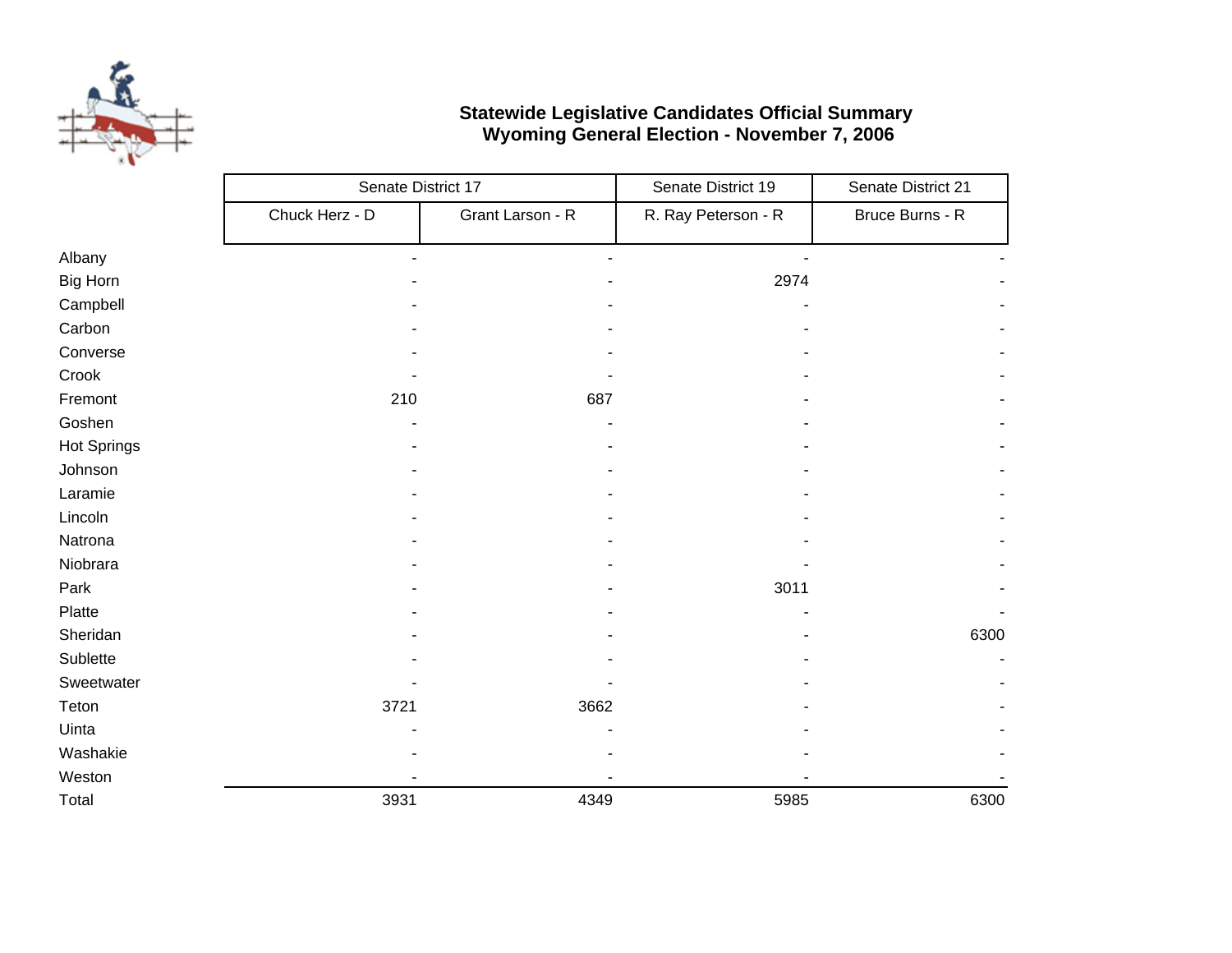# Statewide Legislative Candidates Official Summary
## Wyoming General Election - November 7, 2006

| | Senate District 17 | | Senate District 19 | Senate District 21 |
|---|---|---|---|---|
| | Chuck Herz - D | Grant Larson - R | R. Ray Peterson - R | Bruce Burns - R |
| Albany | - | - | - | - |
| Big Horn | - | - | 2974 | - |
| Campbell | - | - | - | - |
| Carbon | - | - | - | - |
| Converse | - | - | - | - |
| Crook | - | - | - | - |
| Fremont | 210 | 687 | - | - |
| Goshen | - | - | - | - |
| Hot Springs | - | - | - | - |
| Johnson | - | - | - | - |
| Laramie | - | - | - | - |
| Lincoln | - | - | - | - |
| Natrona | - | - | - | - |
| Niobrara | - | - | - | - |
| Park | - | - | 3011 | - |
| Platte | - | - | - | - |
| Sheridan | - | - | - | 6300 |
| Sublette | - | - | - | - |
| Sweetwater | - | - | - | - |
| Teton | 3721 | 3662 | - | - |
| Uinta | - | - | - | - |
| Washakie | - | - | - | - |
| Weston | - | - | - | - |
| Total | 3931 | 4349 | 5985 | 6300 |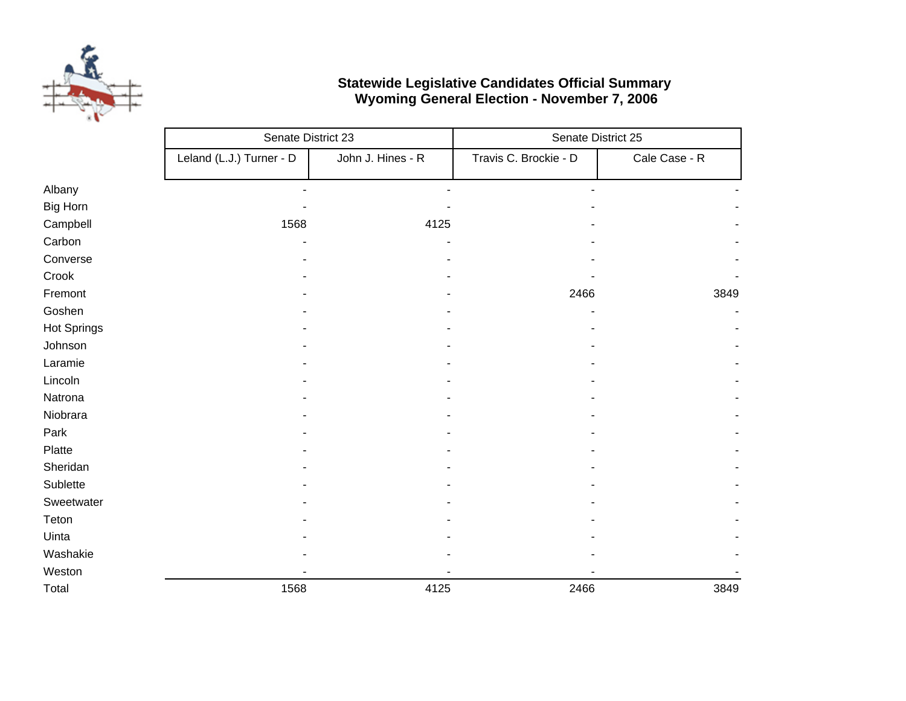**Statewide Legislative Candidates Official Summary**
**Wyoming General Election - November 7, 2006**

| | Senate District 23 | | Senate District 25 | |
|---|---|---|---|---|
| | Leland (L.J.) Turner - D | John J. Hines - R | Travis C. Brockie - D | Cale Case - R |
| Albany | - | - | - | - |
| Big Horn | - | - | - | - |
| Campbell | 1568 | 4125 | - | - |
| Carbon | - | - | - | - |
| Converse | - | - | - | - |
| Crook | - | - | - | - |
| Fremont | - | - | 2466 | 3849 |
| Goshen | - | - | - | - |
| Hot Springs | - | - | - | - |
| Johnson | - | - | - | - |
| Laramie | - | - | - | - |
| Lincoln | - | - | - | - |
| Natrona | - | - | - | - |
| Niobrara | - | - | - | - |
| Park | - | - | - | - |
| Platte | - | - | - | - |
| Sheridan | - | - | - | - |
| Sublette | - | - | - | - |
| Sweetwater | - | - | - | - |
| Teton | - | - | - | - |
| Uinta | - | - | - | - |
| Washakie | - | - | - | - |
| Weston | - | - | - | - |
| Total | 1568 | 4125 | 2466 | 3849 |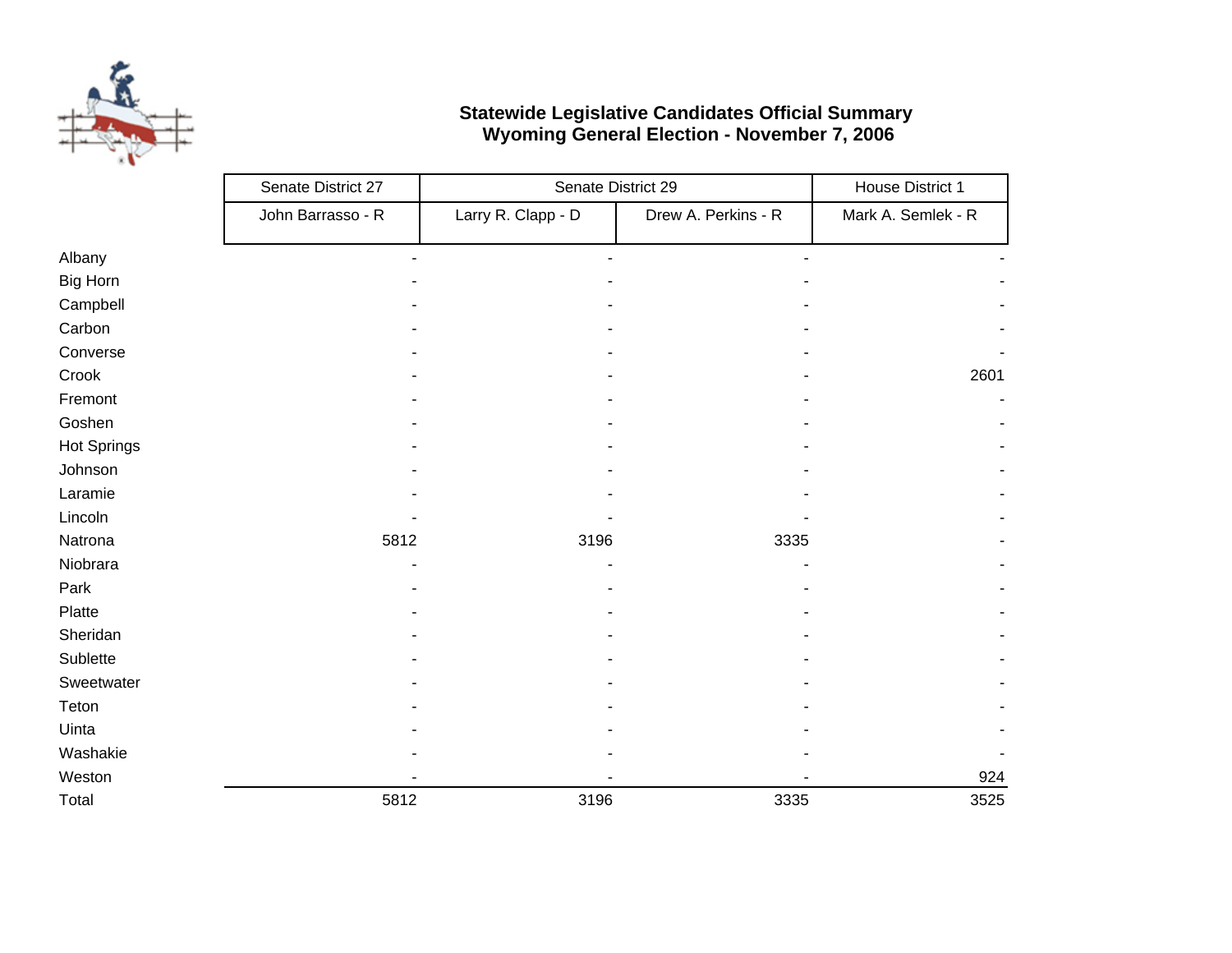## Statewide Legislative Candidates Official Summary
## Wyoming General Election - November 7, 2006

| | Senate District 27 | Senate District 29 | | House District 1 |
|---|---|---|---|---|
| | John Barrasso - R | Larry R. Clapp - D | Drew A. Perkins - R | Mark A. Semlek - R |
| Albany | - | - | - | - |
| Big Horn | - | - | - | - |
| Campbell | - | - | - | - |
| Carbon | - | - | - | - |
| Converse | - | - | - | - |
| Crook | - | - | - | 2601 |
| Fremont | - | - | - | - |
| Goshen | - | - | - | - |
| Hot Springs | - | - | - | - |
| Johnson | - | - | - | - |
| Laramie | - | - | - | - |
| Lincoln | - | - | - | - |
| Natrona | 5812 | 3196 | 3335 | - |
| Niobrara | - | - | - | - |
| Park | - | - | - | - |
| Platte | - | - | - | - |
| Sheridan | - | - | - | - |
| Sublette | - | - | - | - |
| Sweetwater | - | - | - | - |
| Teton | - | - | - | - |
| Uinta | - | - | - | - |
| Washakie | - | - | - | - |
| Weston | - | - | - | 924 |
| Total | 5812 | 3196 | 3335 | 3525 |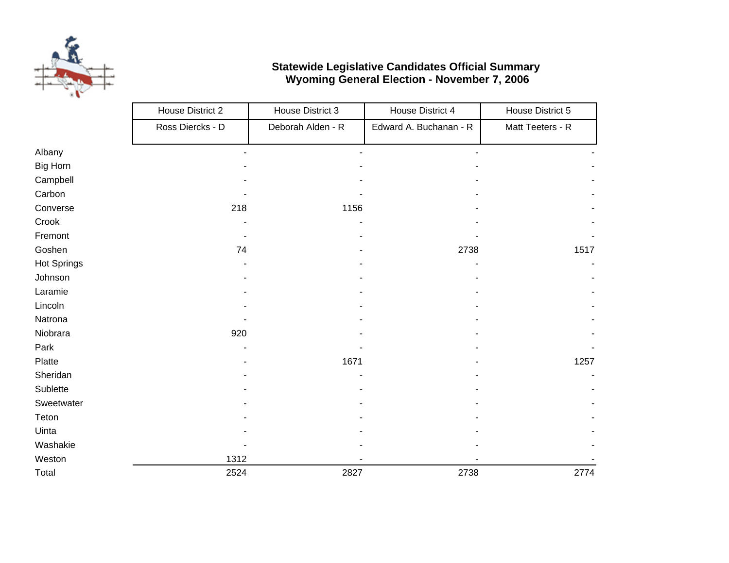**Statewide Legislative Candidates Official Summary**
**Wyoming General Election - November 7, 2006**

| | House District 2 | House District 3 | House District 4 | House District 5 |
|---|---|---|---|---|
| | Ross Diercks - D | Deborah Alden - R | Edward A. Buchanan - R | Matt Teeters - R |
| Albany | - | - | - | - |
| Big Horn | - | - | - | - |
| Campbell | - | - | - | - |
| Carbon | - | - | - | - |
| Converse | 218 | 1156 | - | - |
| Crook | - | - | - | - |
| Fremont | - | - | - | - |
| Goshen | 74 | - | 2738 | 1517 |
| Hot Springs | - | - | - | - |
| Johnson | - | - | - | - |
| Laramie | - | - | - | - |
| Lincoln | - | - | - | - |
| Natrona | - | - | - | - |
| Niobrara | 920 | - | - | - |
| Park | - | - | - | - |
| Platte | - | 1671 | - | 1257 |
| Sheridan | - | - | - | - |
| Sublette | - | - | - | - |
| Sweetwater | - | - | - | - |
| Teton | - | - | - | - |
| Uinta | - | - | - | - |
| Washakie | - | - | - | - |
| Weston | 1312 | - | - | - |
| Total | 2524 | 2827 | 2738 | 2774 |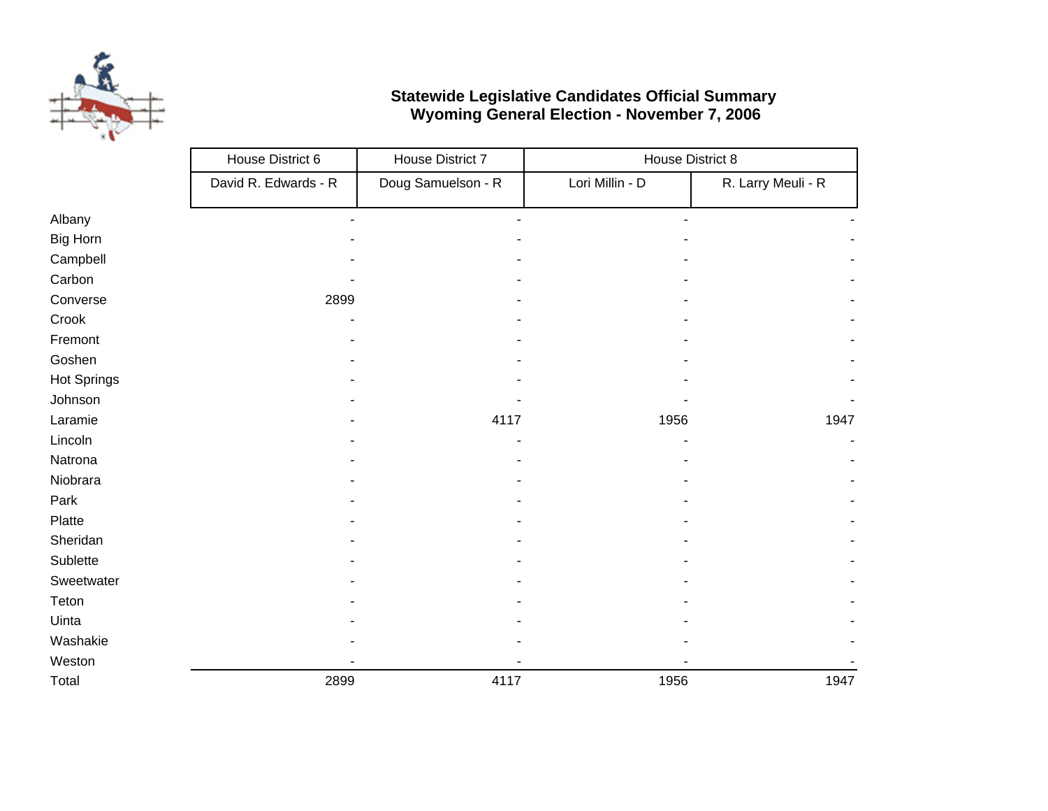## Statewide Legislative Candidates Official Summary
## Wyoming General Election - November 7, 2006

| | House District 6 | House District 7 | House District 8 | |
|---|---|---|---|---|
| | David R. Edwards - R | Doug Samuelson - R | Lori Millin - D | R. Larry Meuli - R |
| Albany | - | - | - | - |
| Big Horn | - | - | - | - |
| Campbell | - | - | - | - |
| Carbon | - | - | - | - |
| Converse | 2899 | - | - | - |
| Crook | - | - | - | - |
| Fremont | - | - | - | - |
| Goshen | - | - | - | - |
| Hot Springs | - | - | - | - |
| Johnson | - | - | - | - |
| Laramie | - | 4117 | 1956 | 1947 |
| Lincoln | - | - | - | - |
| Natrona | - | - | - | - |
| Niobrara | - | - | - | - |
| Park | - | - | - | - |
| Platte | - | - | - | - |
| Sheridan | - | - | - | - |
| Sublette | - | - | - | - |
| Sweetwater | - | - | - | - |
| Teton | - | - | - | - |
| Uinta | - | - | - | - |
| Washakie | - | - | - | - |
| Weston | - | - | - | - |
| Total | 2899 | 4117 | 1956 | 1947 |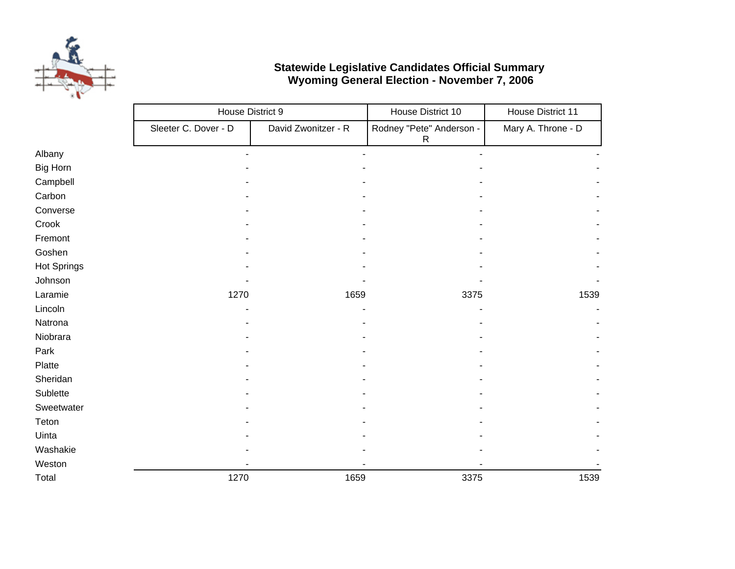**Statewide Legislative Candidates Official Summary**
**Wyoming General Election - November 7, 2006**

| | House District 9 | | House District 10 | House District 11 |
|---|---|---|---|---|
| | Sleeter C. Dover - D | David Zwonitzer - R | Rodney "Pete" Anderson - R | Mary A. Throne - D |
| Albany | - | - | - | - |
| Big Horn | - | - | - | - |
| Campbell | - | - | - | - |
| Carbon | - | - | - | - |
| Converse | - | - | - | - |
| Crook | - | - | - | - |
| Fremont | - | - | - | - |
| Goshen | - | - | - | - |
| Hot Springs | - | - | - | - |
| Johnson | - | - | - | - |
| Laramie | 1270 | 1659 | 3375 | 1539 |
| Lincoln | - | - | - | - |
| Natrona | - | - | - | - |
| Niobrara | - | - | - | - |
| Park | - | - | - | - |
| Platte | - | - | - | - |
| Sheridan | - | - | - | - |
| Sublette | - | - | - | - |
| Sweetwater | - | - | - | - |
| Teton | - | - | - | - |
| Uinta | - | - | - | - |
| Washakie | - | - | - | - |
| Weston | - | - | - | - |
| Total | 1270 | 1659 | 3375 | 1539 |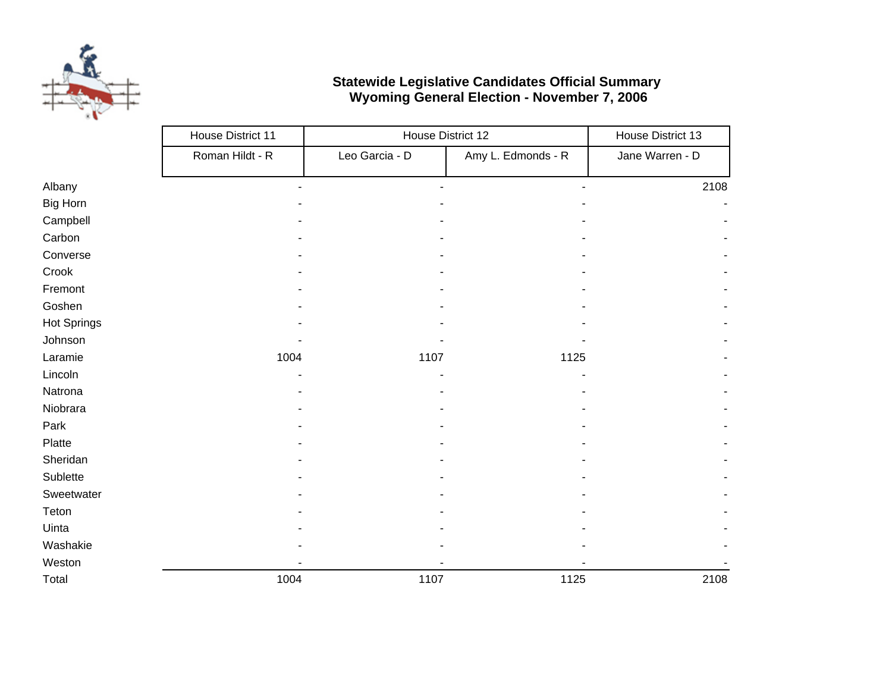**Statewide Legislative Candidates Official Summary**
**Wyoming General Election - November 7, 2006**

| | House District 11 | House District 12 | | House District 13 |
|---|---|---|---|---|
| | Roman Hildt - R | Leo Garcia - D | Amy L. Edmonds - R | Jane Warren - D |
| Albany | - | - | - | 2108 |
| Big Horn | - | - | - | - |
| Campbell | - | - | - | - |
| Carbon | - | - | - | - |
| Converse | - | - | - | - |
| Crook | - | - | - | - |
| Fremont | - | - | - | - |
| Goshen | - | - | - | - |
| Hot Springs | - | - | - | - |
| Johnson | - | - | - | - |
| Laramie | 1004 | 1107 | 1125 | - |
| Lincoln | - | - | - | - |
| Natrona | - | - | - | - |
| Niobrara | - | - | - | - |
| Park | - | - | - | - |
| Platte | - | - | - | - |
| Sheridan | - | - | - | - |
| Sublette | - | - | - | - |
| Sweetwater | - | - | - | - |
| Teton | - | - | - | - |
| Uinta | - | - | - | - |
| Washakie | - | - | - | - |
| Weston | - | - | - | - |
| Total | 1004 | 1107 | 1125 | 2108 |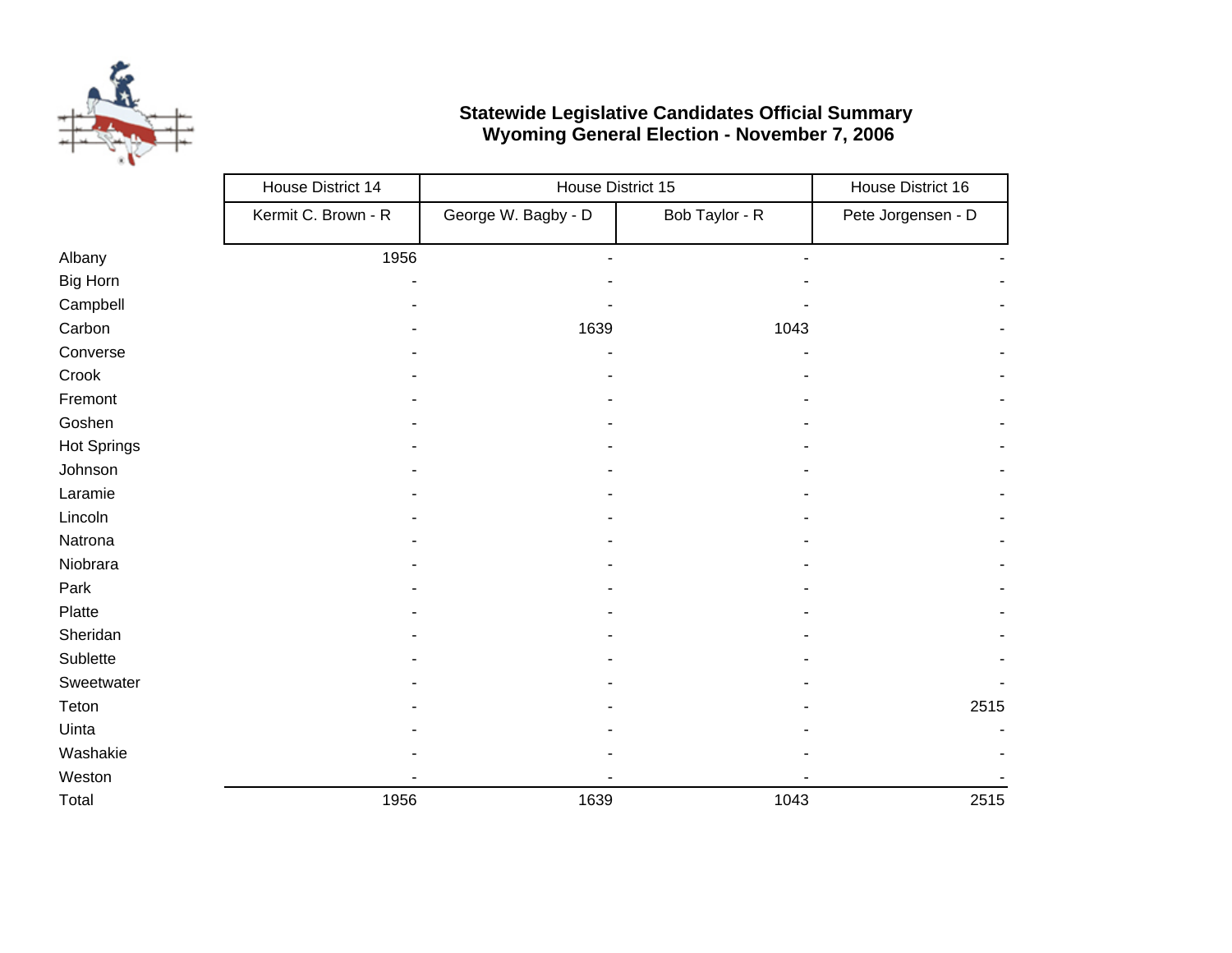**Statewide Legislative Candidates Official Summary**
**Wyoming General Election - November 7, 2006**

| | House District 14 | House District 15 | | House District 16 |
|---|---|---|---|---|
| | Kermit C. Brown - R | George W. Bagby - D | Bob Taylor - R | Pete Jorgensen - D |
| Albany | 1956 | - | - | - |
| Big Horn | - | - | - | - |
| Campbell | - | - | - | - |
| Carbon | - | 1639 | 1043 | - |
| Converse | - | - | - | - |
| Crook | - | - | - | - |
| Fremont | - | - | - | - |
| Goshen | - | - | - | - |
| Hot Springs | - | - | - | - |
| Johnson | - | - | - | - |
| Laramie | - | - | - | - |
| Lincoln | - | - | - | - |
| Natrona | - | - | - | - |
| Niobrara | - | - | - | - |
| Park | - | - | - | - |
| Platte | - | - | - | - |
| Sheridan | - | - | - | - |
| Sublette | - | - | - | - |
| Sweetwater | - | - | - | - |
| Teton | - | - | - | 2515 |
| Uinta | - | - | - | - |
| Washakie | - | - | - | - |
| Weston | - | - | - | - |
| Total | 1956 | 1639 | 1043 | 2515 |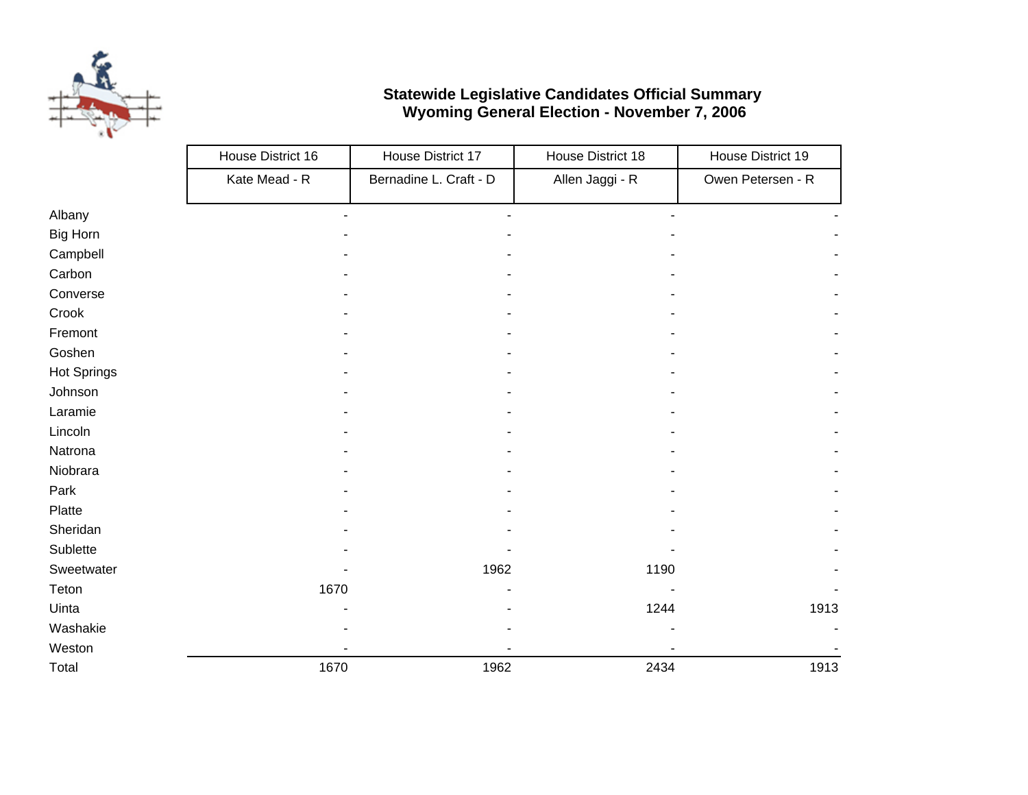**Statewide Legislative Candidates Official Summary**
**Wyoming General Election - November 7, 2006**

| | House District 16 | House District 17 | House District 18 | House District 19 |
|---|---|---|---|---|
| | Kate Mead - R | Bernadine L. Craft - D | Allen Jaggi - R | Owen Petersen - R |
| Albany | - | - | - | - |
| Big Horn | - | - | - | - |
| Campbell | - | - | - | - |
| Carbon | - | - | - | - |
| Converse | - | - | - | - |
| Crook | - | - | - | - |
| Fremont | - | - | - | - |
| Goshen | - | - | - | - |
| Hot Springs | - | - | - | - |
| Johnson | - | - | - | - |
| Laramie | - | - | - | - |
| Lincoln | - | - | - | - |
| Natrona | - | - | - | - |
| Niobrara | - | - | - | - |
| Park | - | - | - | - |
| Platte | - | - | - | - |
| Sheridan | - | - | - | - |
| Sublette | - | - | - | - |
| Sweetwater | - | 1962 | 1190 | - |
| Teton | 1670 | - | - | - |
| Uinta | - | - | 1244 | 1913 |
| Washakie | - | - | - | - |
| Weston | - | - | - | - |
| Total | 1670 | 1962 | 2434 | 1913 |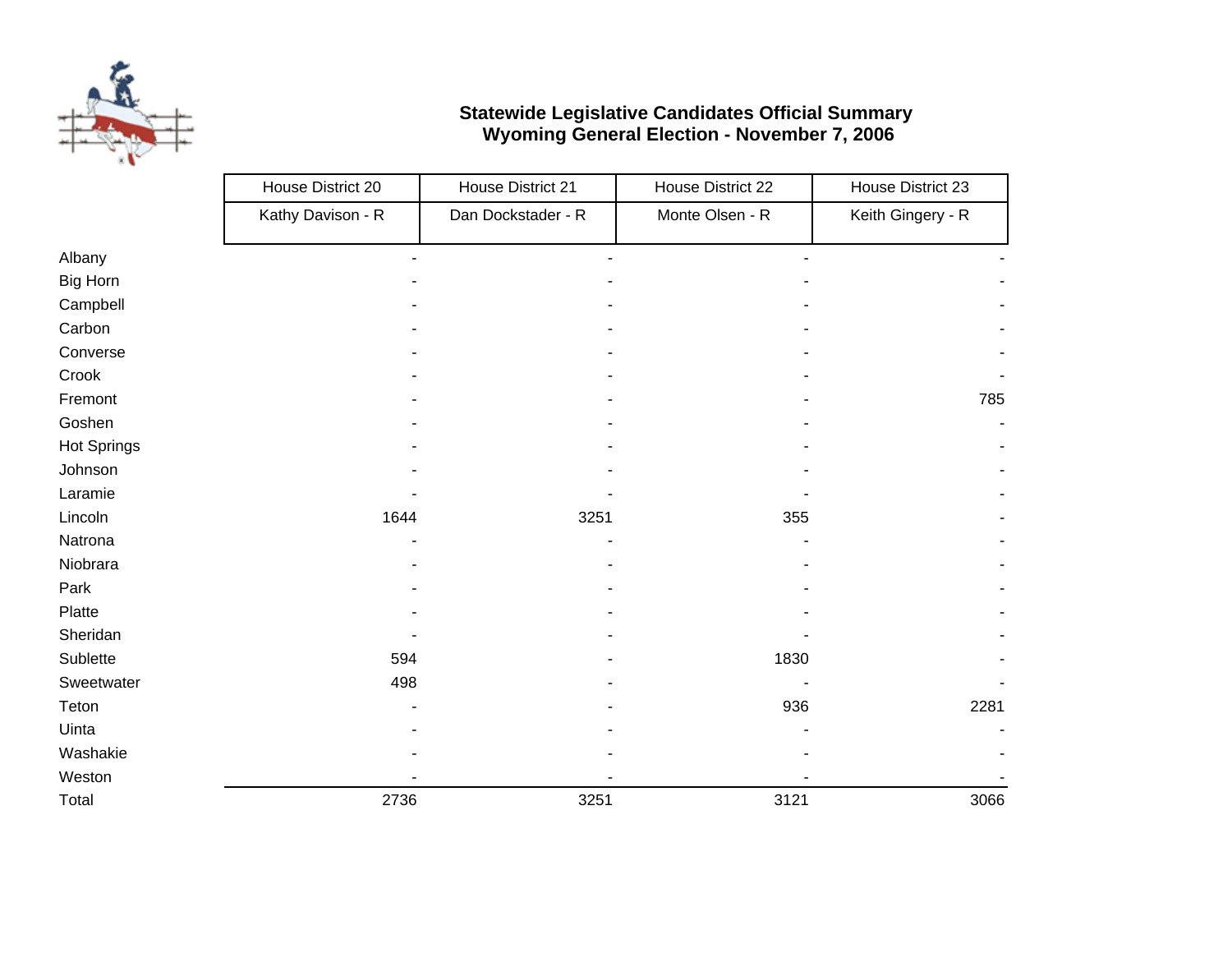**Statewide Legislative Candidates Official Summary**
**Wyoming General Election - November 7, 2006**

| | House District 20 | House District 21 | House District 22 | House District 23 |
|---|---|---|---|---|
| | Kathy Davison - R | Dan Dockstader - R | Monte Olsen - R | Keith Gingery - R |
| Albany | - | - | - | - |
| Big Horn | - | - | - | - |
| Campbell | - | - | - | - |
| Carbon | - | - | - | - |
| Converse | - | - | - | - |
| Crook | - | - | - | - |
| Fremont | - | - | - | 785 |
| Goshen | - | - | - | - |
| Hot Springs | - | - | - | - |
| Johnson | - | - | - | - |
| Laramie | - | - | - | - |
| Lincoln | 1644 | 3251 | 355 | - |
| Natrona | - | - | - | - |
| Niobrara | - | - | - | - |
| Park | - | - | - | - |
| Platte | - | - | - | - |
| Sheridan | - | - | - | - |
| Sublette | 594 | - | 1830 | - |
| Sweetwater | 498 | - | - | - |
| Teton | - | - | 936 | 2281 |
| Uinta | - | - | - | - |
| Washakie | - | - | - | - |
| Weston | - | - | - | - |
| Total | 2736 | 3251 | 3121 | 3066 |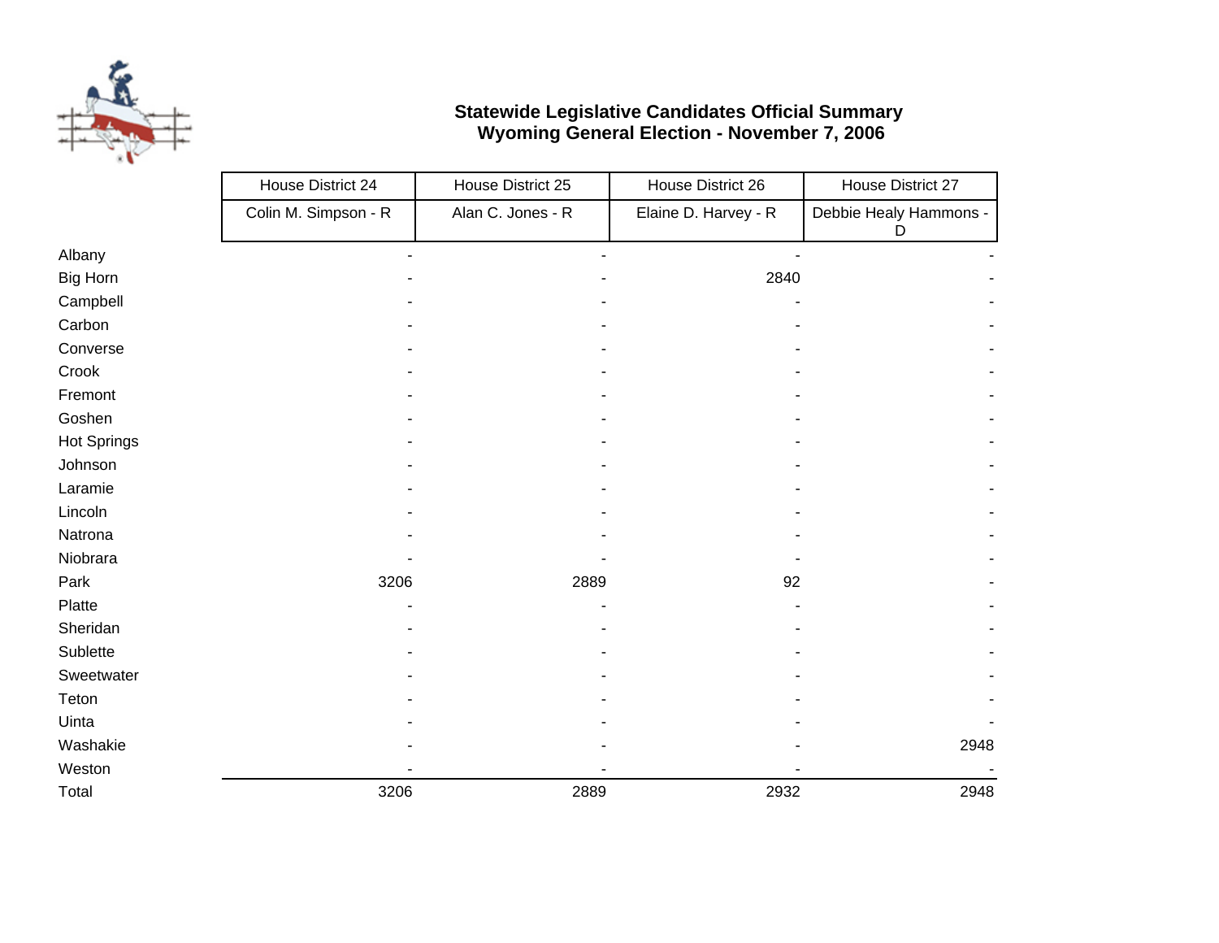**Statewide Legislative Candidates Official Summary**
**Wyoming General Election - November 7, 2006**

| | House District 24 | House District 25 | House District 26 | House District 27 |
|---|---|---|---|---|
| | Colin M. Simpson - R | Alan C. Jones - R | Elaine D. Harvey - R | Debbie Healy Hammons - D |
| Albany | - | - | - | - |
| Big Horn | - | - | 2840 | - |
| Campbell | - | - | - | - |
| Carbon | - | - | - | - |
| Converse | - | - | - | - |
| Crook | - | - | - | - |
| Fremont | - | - | - | - |
| Goshen | - | - | - | - |
| Hot Springs | - | - | - | - |
| Johnson | - | - | - | - |
| Laramie | - | - | - | - |
| Lincoln | - | - | - | - |
| Natrona | - | - | - | - |
| Niobrara | - | - | - | - |
| Park | 3206 | 2889 | 92 | - |
| Platte | - | - | - | - |
| Sheridan | - | - | - | - |
| Sublette | - | - | - | - |
| Sweetwater | - | - | - | - |
| Teton | - | - | - | - |
| Uinta | - | - | - | - |
| Washakie | - | - | - | 2948 |
| Weston | - | - | - | - |
| Total | 3206 | 2889 | 2932 | 2948 |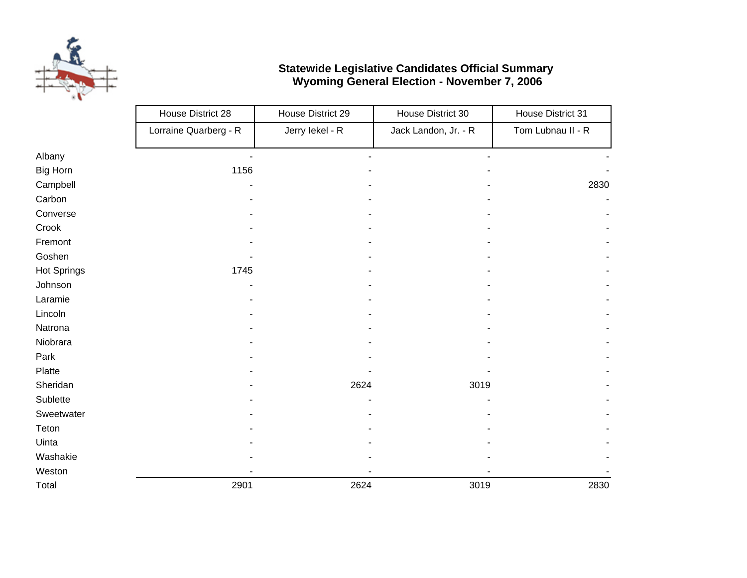**Statewide Legislative Candidates Official Summary**
**Wyoming General Election - November 7, 2006**

| | House District 28 | House District 29 | House District 30 | House District 31 |
|---|---|---|---|---|
| | Lorraine Quarberg - R | Jerry Iekel - R | Jack Landon, Jr. - R | Tom Lubnau II - R |
| Albany | - | - | - | - |
| Big Horn | 1156 | - | - | - |
| Campbell | - | - | - | 2830 |
| Carbon | - | - | - | - |
| Converse | - | - | - | - |
| Crook | - | - | - | - |
| Fremont | - | - | - | - |
| Goshen | - | - | - | - |
| Hot Springs | 1745 | - | - | - |
| Johnson | - | - | - | - |
| Laramie | - | - | - | - |
| Lincoln | - | - | - | - |
| Natrona | - | - | - | - |
| Niobrara | - | - | - | - |
| Park | - | - | - | - |
| Platte | - | - | - | - |
| Sheridan | - | 2624 | 3019 | - |
| Sublette | - | - | - | - |
| Sweetwater | - | - | - | - |
| Teton | - | - | - | - |
| Uinta | - | - | - | - |
| Washakie | - | - | - | - |
| Weston | - | - | - | - |
| Total | 2901 | 2624 | 3019 | 2830 |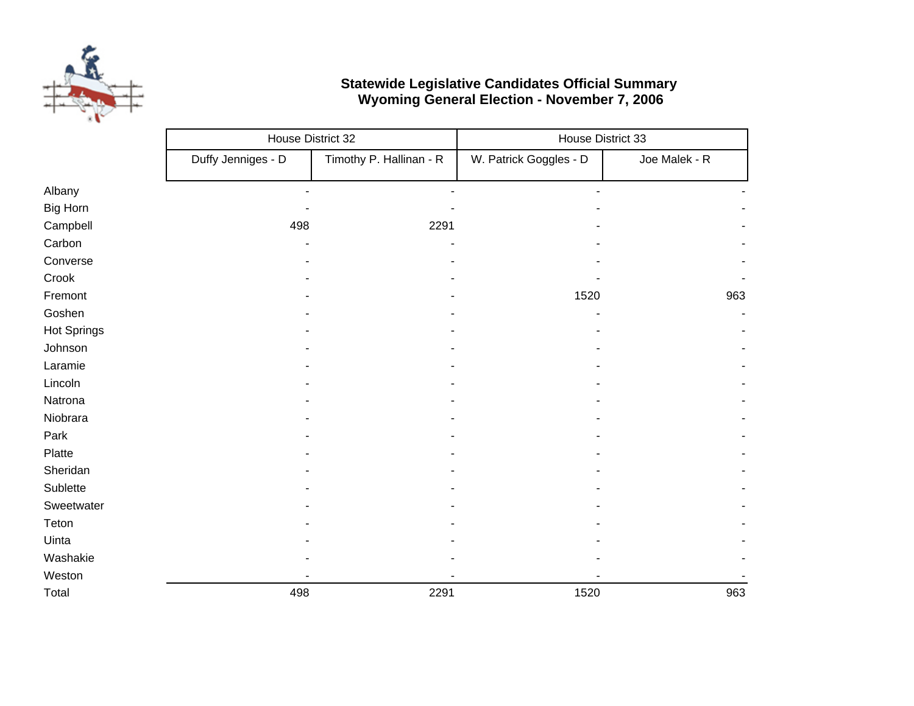**Statewide Legislative Candidates Official Summary**
**Wyoming General Election - November 7, 2006**

| | House District 32 | | House District 33 | |
|---|---|---|---|---|
| | Duffy Jenniges - D | Timothy P. Hallinan - R | W. Patrick Goggles - D | Joe Malek - R |
| Albany | - | - | - | - |
| Big Horn | - | - | - | - |
| Campbell | 498 | 2291 | - | - |
| Carbon | - | - | - | - |
| Converse | - | - | - | - |
| Crook | - | - | - | - |
| Fremont | - | - | 1520 | 963 |
| Goshen | - | - | - | - |
| Hot Springs | - | - | - | - |
| Johnson | - | - | - | - |
| Laramie | - | - | - | - |
| Lincoln | - | - | - | - |
| Natrona | - | - | - | - |
| Niobrara | - | - | - | - |
| Park | - | - | - | - |
| Platte | - | - | - | - |
| Sheridan | - | - | - | - |
| Sublette | - | - | - | - |
| Sweetwater | - | - | - | - |
| Teton | - | - | - | - |
| Uinta | - | - | - | - |
| Washakie | - | - | - | - |
| Weston | - | - | - | - |
| Total | 498 | 2291 | 1520 | 963 |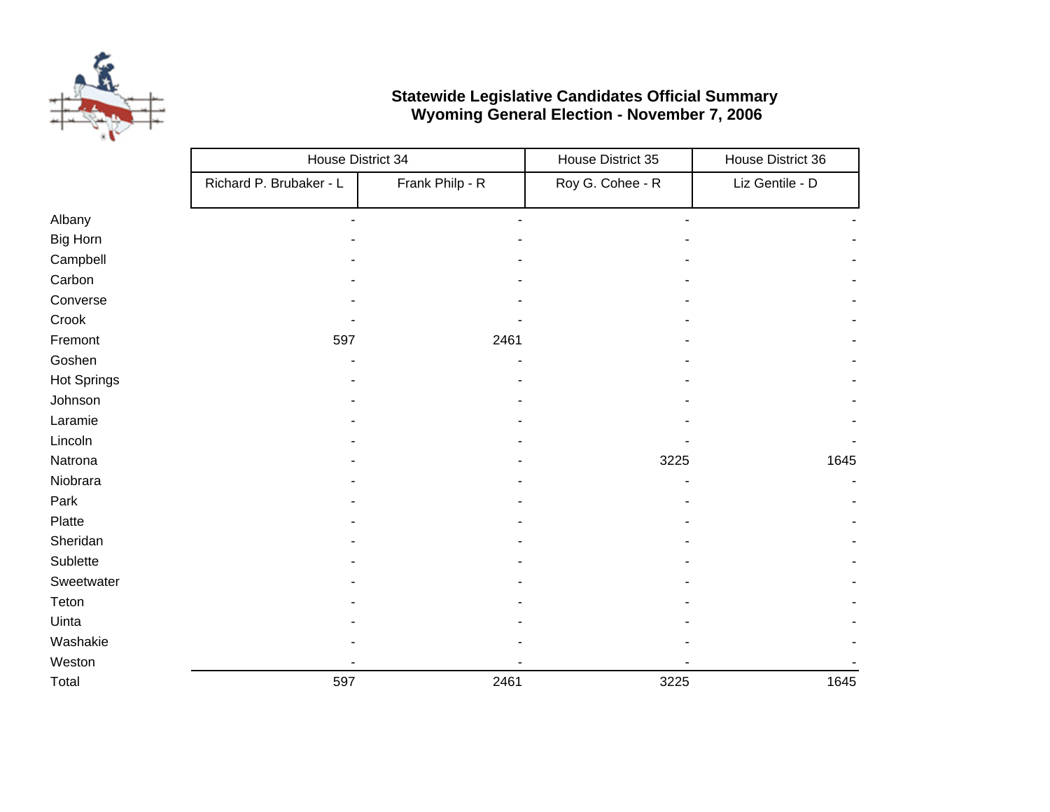**Statewide Legislative Candidates Official Summary**
**Wyoming General Election - November 7, 2006**

| | House District 34 | | House District 35 | House District 36 |
|---|---|---|---|---|
| | Richard P. Brubaker - L | Frank Philp - R | Roy G. Cohee - R | Liz Gentile - D |
| Albany | - | - | - | - |
| Big Horn | - | - | - | - |
| Campbell | - | - | - | - |
| Carbon | - | - | - | - |
| Converse | - | - | - | - |
| Crook | - | - | - | - |
| Fremont | 597 | 2461 | - | - |
| Goshen | - | - | - | - |
| Hot Springs | - | - | - | - |
| Johnson | - | - | - | - |
| Laramie | - | - | - | - |
| Lincoln | - | - | - | - |
| Natrona | - | - | 3225 | 1645 |
| Niobrara | - | - | - | - |
| Park | - | - | - | - |
| Platte | - | - | - | - |
| Sheridan | - | - | - | - |
| Sublette | - | - | - | - |
| Sweetwater | - | - | - | - |
| Teton | - | - | - | - |
| Uinta | - | - | - | - |
| Washakie | - | - | - | - |
| Weston | - | - | - | - |
| Total | 597 | 2461 | 3225 | 1645 |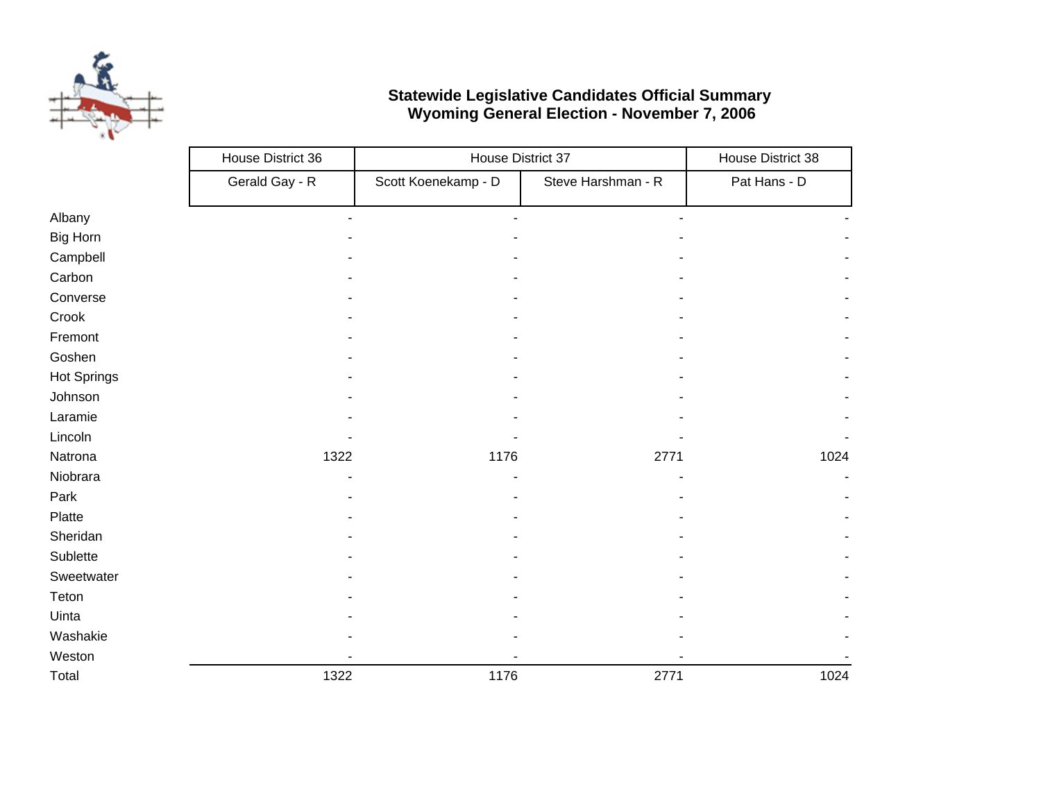**Statewide Legislative Candidates Official Summary**
**Wyoming General Election - November 7, 2006**

| | House District 36 | House District 37 | | House District 38 |
|---|---|---|---|---|
| | Gerald Gay - R | Scott Koenekamp - D | Steve Harshman - R | Pat Hans - D |
| Albany | - | - | - | - |
| Big Horn | - | - | - | - |
| Campbell | - | - | - | - |
| Carbon | - | - | - | - |
| Converse | - | - | - | - |
| Crook | - | - | - | - |
| Fremont | - | - | - | - |
| Goshen | - | - | - | - |
| Hot Springs | - | - | - | - |
| Johnson | - | - | - | - |
| Laramie | - | - | - | - |
| Lincoln | - | - | - | - |
| Natrona | 1322 | 1176 | 2771 | 1024 |
| Niobrara | - | - | - | - |
| Park | - | - | - | - |
| Platte | - | - | - | - |
| Sheridan | - | - | - | - |
| Sublette | - | - | - | - |
| Sweetwater | - | - | - | - |
| Teton | - | - | - | - |
| Uinta | - | - | - | - |
| Washakie | - | - | - | - |
| Weston | - | - | - | - |
| Total | 1322 | 1176 | 2771 | 1024 |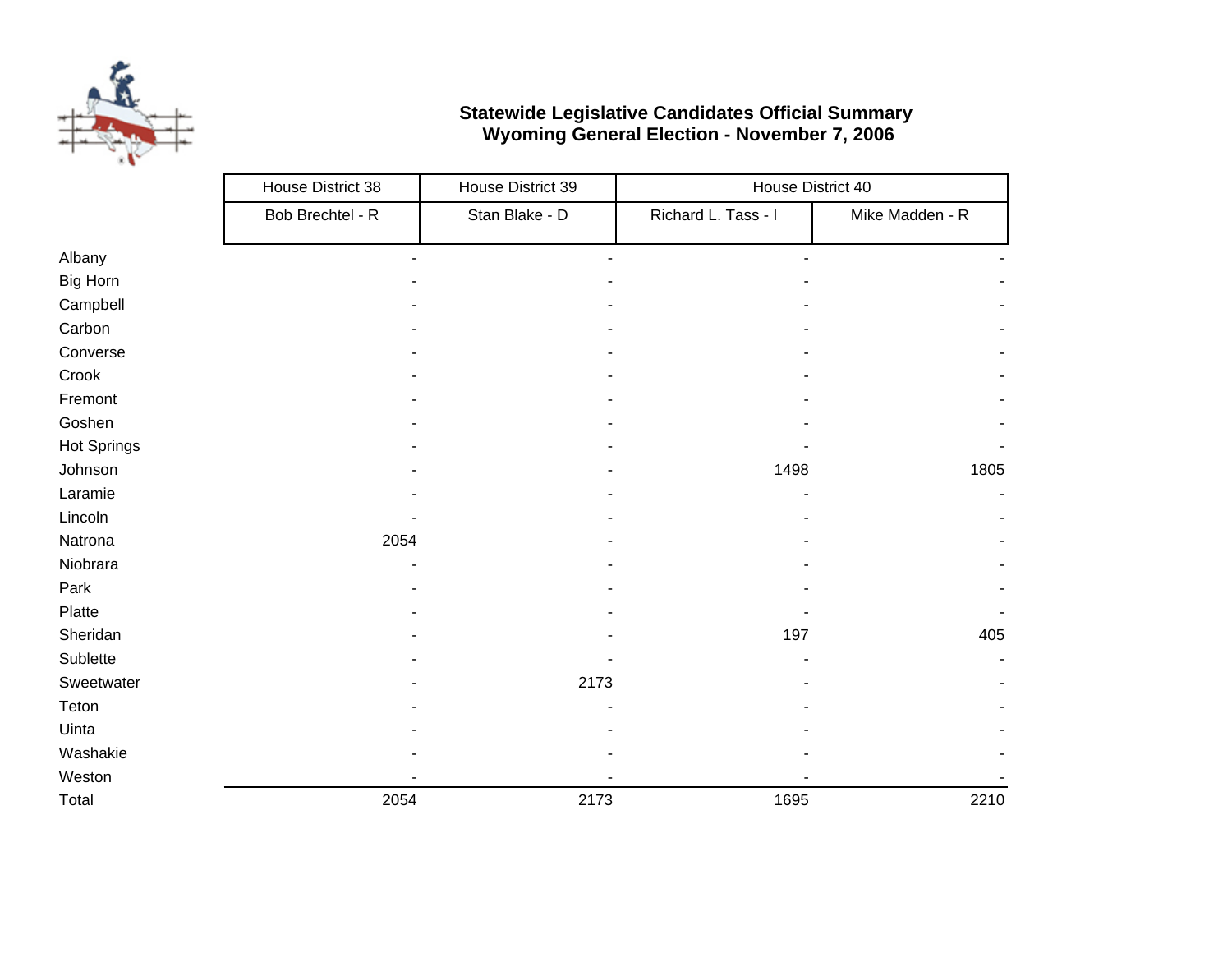**Statewide Legislative Candidates Official Summary**
**Wyoming General Election - November 7, 2006**

| | House District 38 | House District 39 | House District 40 | |
|---|---|---|---|---|
| | Bob Brechtel - R | Stan Blake - D | Richard L. Tass - I | Mike Madden - R |
| Albany | - | - | - | - |
| Big Horn | - | - | - | - |
| Campbell | - | - | - | - |
| Carbon | - | - | - | - |
| Converse | - | - | - | - |
| Crook | - | - | - | - |
| Fremont | - | - | - | - |
| Goshen | - | - | - | - |
| Hot Springs | - | - | - | - |
| Johnson | - | - | 1498 | 1805 |
| Laramie | - | - | - | - |
| Lincoln | - | - | - | - |
| Natrona | 2054 | - | - | - |
| Niobrara | - | - | - | - |
| Park | - | - | - | - |
| Platte | - | - | - | - |
| Sheridan | - | - | 197 | 405 |
| Sublette | - | - | - | - |
| Sweetwater | - | 2173 | - | - |
| Teton | - | - | - | - |
| Uinta | - | - | - | - |
| Washakie | - | - | - | - |
| Weston | - | - | - | - |
| Total | 2054 | 2173 | 1695 | 2210 |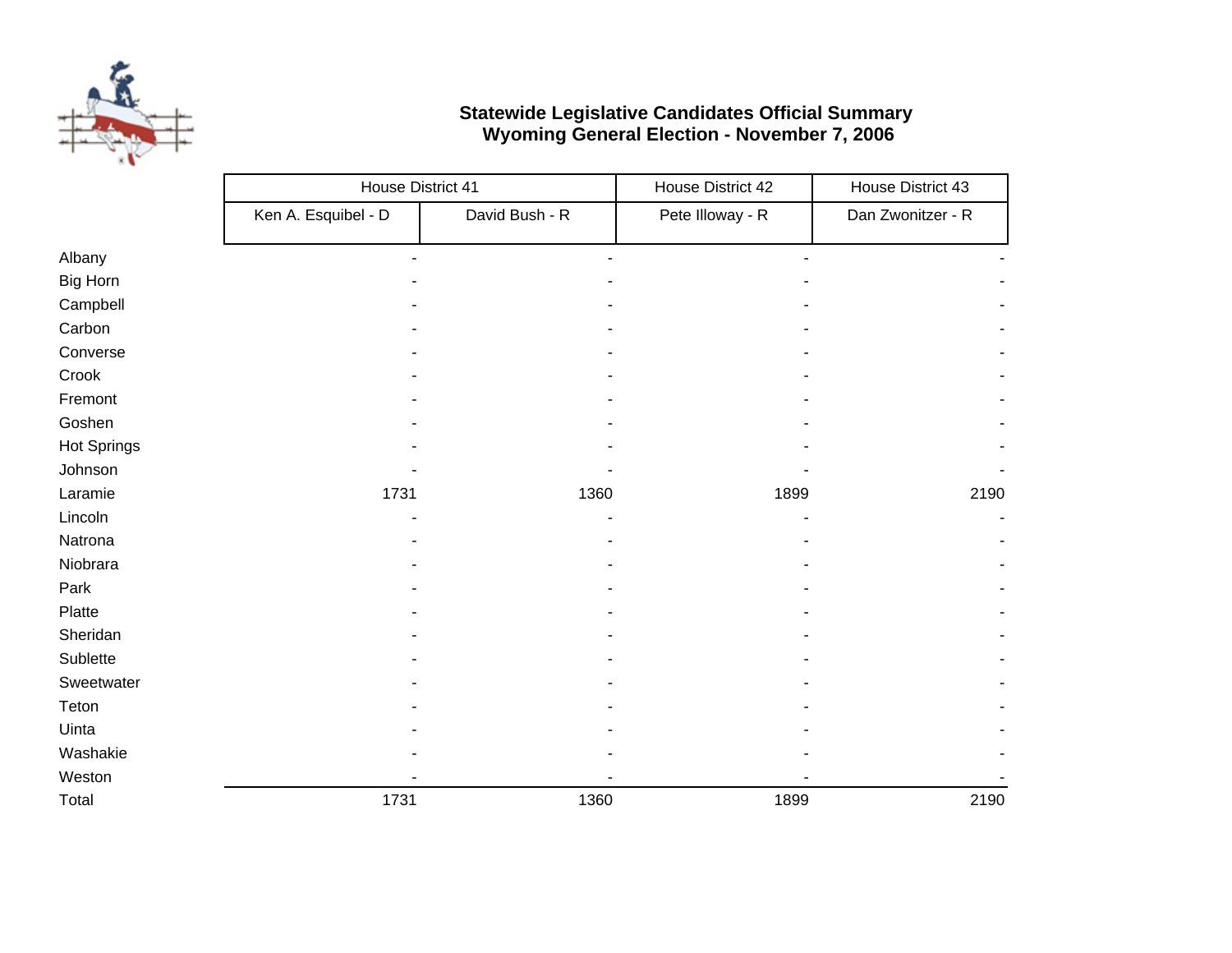## Statewide Legislative Candidates Official Summary
## Wyoming General Election - November 7, 2006

| | House District 41 | | House District 42 | House District 43 |
|---|---|---|---|---|
| | Ken A. Esquibel - D | David Bush - R | Pete Illoway - R | Dan Zwonitzer - R |
| Albany | - | - | - | - |
| Big Horn | - | - | - | - |
| Campbell | - | - | - | - |
| Carbon | - | - | - | - |
| Converse | - | - | - | - |
| Crook | - | - | - | - |
| Fremont | - | - | - | - |
| Goshen | - | - | - | - |
| Hot Springs | - | - | - | - |
| Johnson | - | - | - | - |
| Laramie | 1731 | 1360 | 1899 | 2190 |
| Lincoln | - | - | - | - |
| Natrona | - | - | - | - |
| Niobrara | - | - | - | - |
| Park | - | - | - | - |
| Platte | - | - | - | - |
| Sheridan | - | - | - | - |
| Sublette | - | - | - | - |
| Sweetwater | - | - | - | - |
| Teton | - | - | - | - |
| Uinta | - | - | - | - |
| Washakie | - | - | - | - |
| Weston | - | - | - | - |
| Total | 1731 | 1360 | 1899 | 2190 |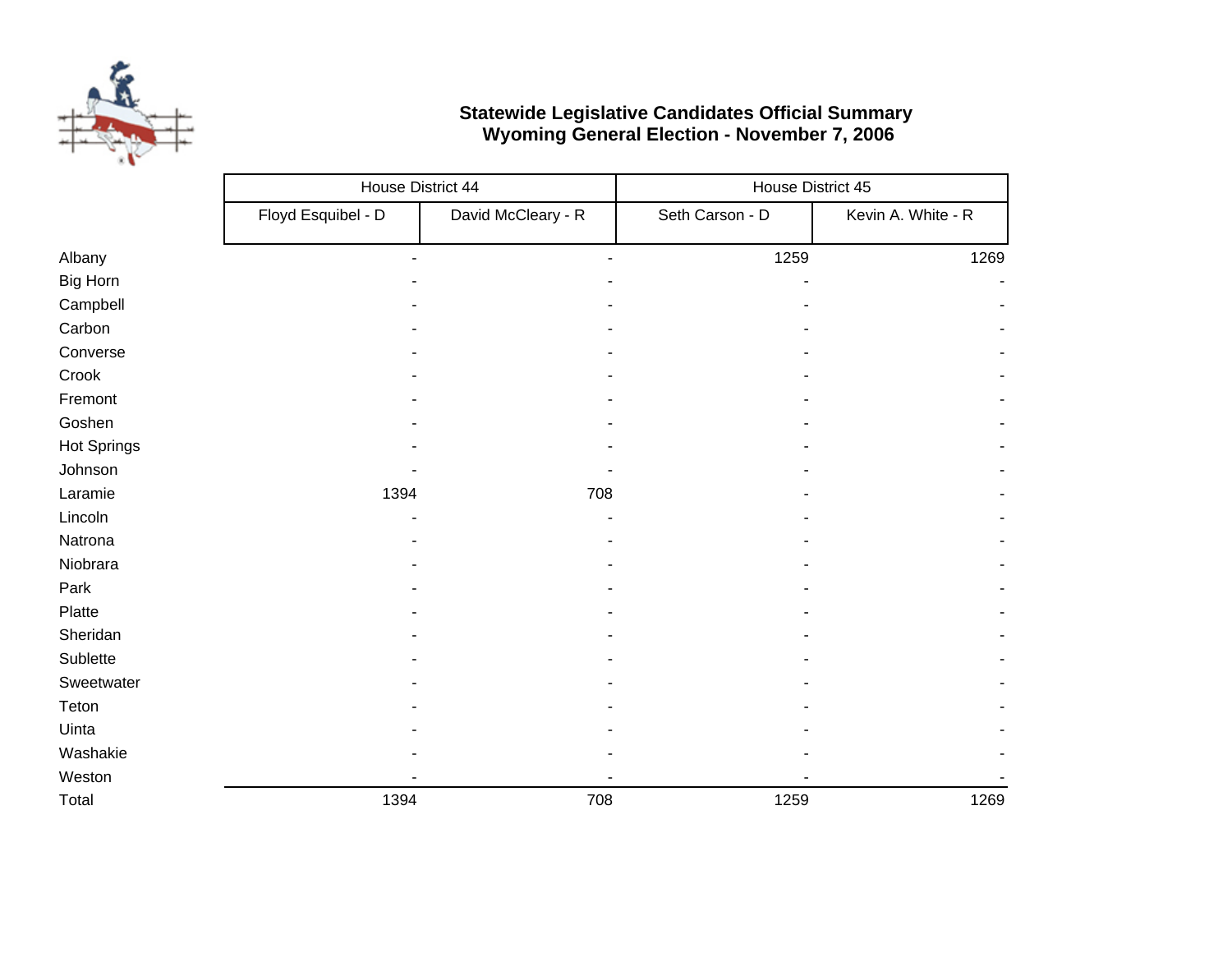**Statewide Legislative Candidates Official Summary**
**Wyoming General Election - November 7, 2006**

| | House District 44 | | House District 45 | |
|---|---|---|---|---|
| | Floyd Esquibel - D | David McCleary - R | Seth Carson - D | Kevin A. White - R |
| Albany | - | - | 1259 | 1269 |
| Big Horn | - | - | - | - |
| Campbell | - | - | - | - |
| Carbon | - | - | - | - |
| Converse | - | - | - | - |
| Crook | - | - | - | - |
| Fremont | - | - | - | - |
| Goshen | - | - | - | - |
| Hot Springs | - | - | - | - |
| Johnson | - | - | - | - |
| Laramie | 1394 | 708 | - | - |
| Lincoln | - | - | - | - |
| Natrona | - | - | - | - |
| Niobrara | - | - | - | - |
| Park | - | - | - | - |
| Platte | - | - | - | - |
| Sheridan | - | - | - | - |
| Sublette | - | - | - | - |
| Sweetwater | - | - | - | - |
| Teton | - | - | - | - |
| Uinta | - | - | - | - |
| Washakie | - | - | - | - |
| Weston | - | - | - | - |
| Total | 1394 | 708 | 1259 | 1269 |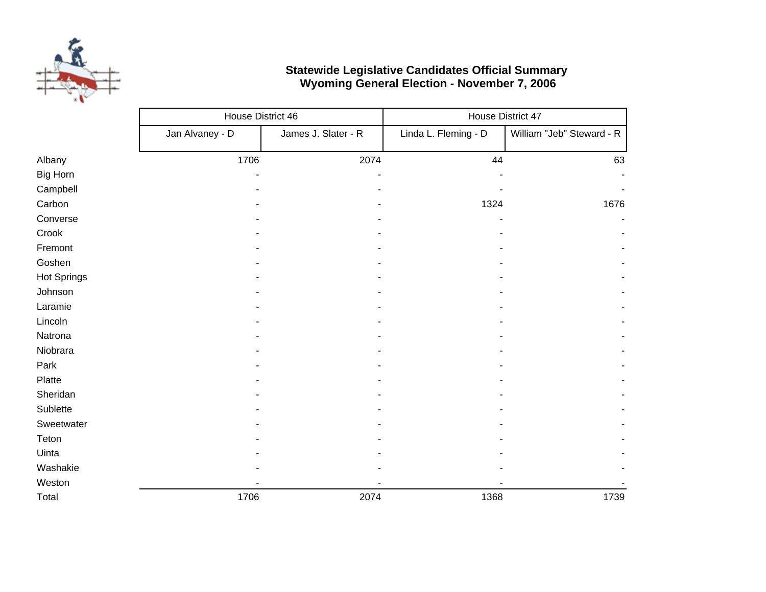**Statewide Legislative Candidates Official Summary**
**Wyoming General Election - November 7, 2006**

| | House District 46 | | House District 47 | |
|---|---|---|---|---|
| | Jan Alvaney - D | James J. Slater - R | Linda L. Fleming - D | William "Jeb" Steward - R |
| Albany | 1706 | 2074 | 44 | 63 |
| Big Horn | - | - | - | - |
| Campbell | - | - | - | - |
| Carbon | - | - | 1324 | 1676 |
| Converse | - | - | - | - |
| Crook | - | - | - | - |
| Fremont | - | - | - | - |
| Goshen | - | - | - | - |
| Hot Springs | - | - | - | - |
| Johnson | - | - | - | - |
| Laramie | - | - | - | - |
| Lincoln | - | - | - | - |
| Natrona | - | - | - | - |
| Niobrara | - | - | - | - |
| Park | - | - | - | - |
| Platte | - | - | - | - |
| Sheridan | - | - | - | - |
| Sublette | - | - | - | - |
| Sweetwater | - | - | - | - |
| Teton | - | - | - | - |
| Uinta | - | - | - | - |
| Washakie | - | - | - | - |
| Weston | - | - | - | - |
| Total | 1706 | 2074 | 1368 | 1739 |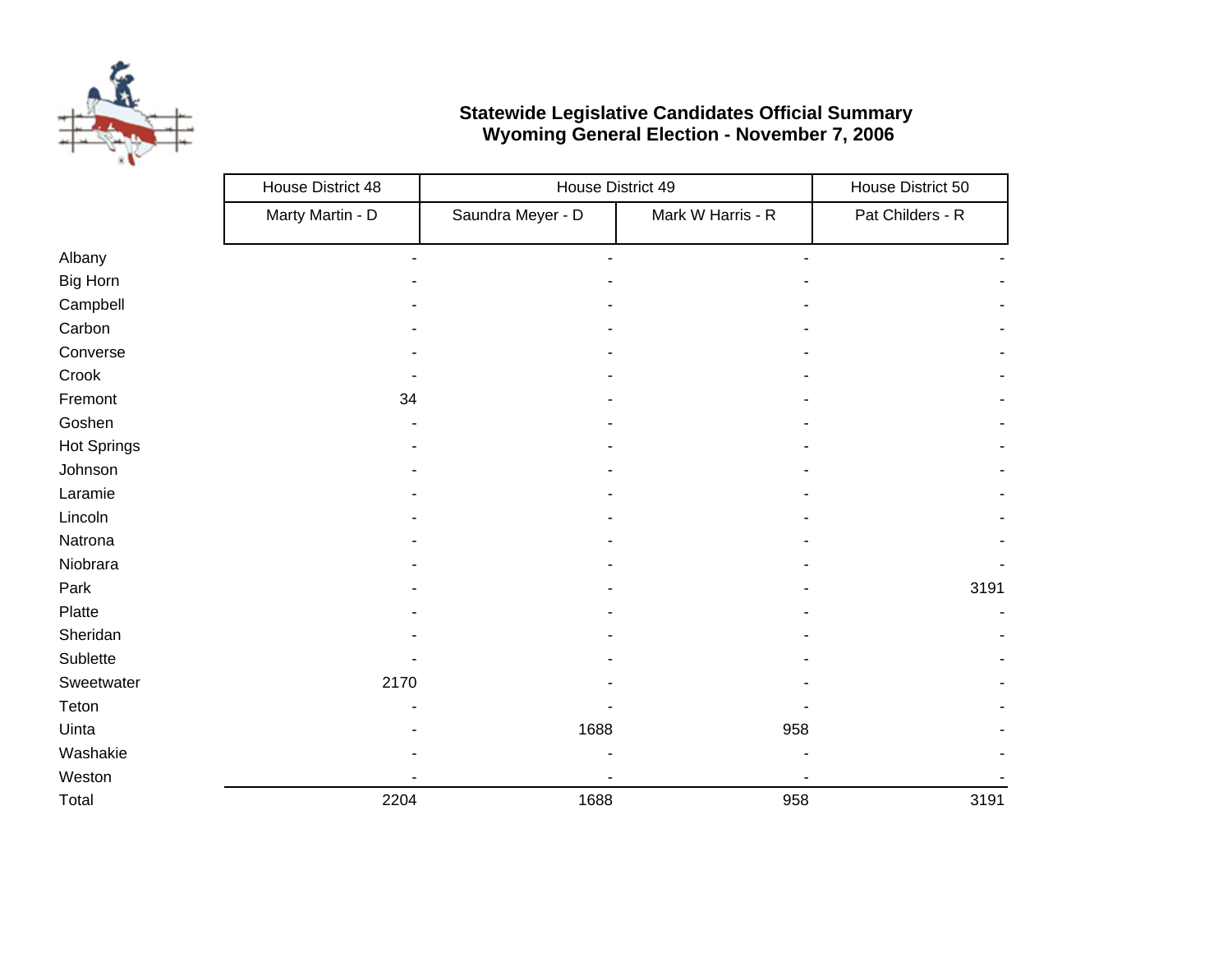**Statewide Legislative Candidates Official Summary**
**Wyoming General Election - November 7, 2006**

| | House District 48 | House District 49 | | House District 50 |
|---|---|---|---|---|
| | Marty Martin - D | Saundra Meyer - D | Mark W Harris - R | Pat Childers - R |
| Albany | - | - | - | - |
| Big Horn | - | - | - | - |
| Campbell | - | - | - | - |
| Carbon | - | - | - | - |
| Converse | - | - | - | - |
| Crook | - | - | - | - |
| Fremont | 34 | - | - | - |
| Goshen | - | - | - | - |
| Hot Springs | - | - | - | - |
| Johnson | - | - | - | - |
| Laramie | - | - | - | - |
| Lincoln | - | - | - | - |
| Natrona | - | - | - | - |
| Niobrara | - | - | - | - |
| Park | - | - | - | 3191 |
| Platte | - | - | - | - |
| Sheridan | - | - | - | - |
| Sublette | - | - | - | - |
| Sweetwater | 2170 | - | - | - |
| Teton | - | - | - | - |
| Uinta | - | 1688 | 958 | - |
| Washakie | - | - | - | - |
| Weston | - | - | - | - |
| Total | 2204 | 1688 | 958 | 3191 |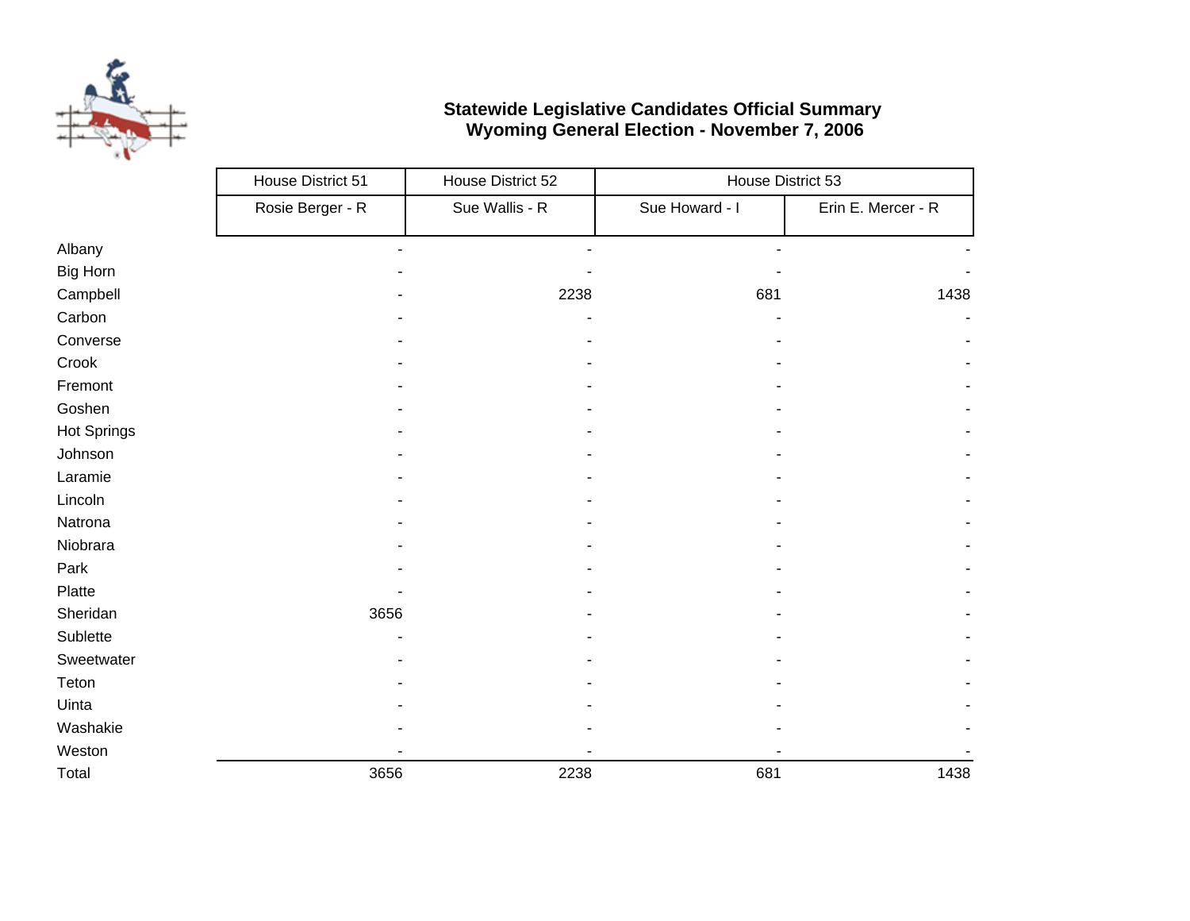**Statewide Legislative Candidates Official Summary**
**Wyoming General Election - November 7, 2006**

| | House District 51 | House District 52 | House District 53 | |
|---|---|---|---|---|
| | Rosie Berger - R | Sue Wallis - R | Sue Howard - I | Erin E. Mercer - R |
| Albany | - | - | - | - |
| Big Horn | - | - | - | - |
| Campbell | - | 2238 | 681 | 1438 |
| Carbon | - | - | - | - |
| Converse | - | - | - | - |
| Crook | - | - | - | - |
| Fremont | - | - | - | - |
| Goshen | - | - | - | - |
| Hot Springs | - | - | - | - |
| Johnson | - | - | - | - |
| Laramie | - | - | - | - |
| Lincoln | - | - | - | - |
| Natrona | - | - | - | - |
| Niobrara | - | - | - | - |
| Park | - | - | - | - |
| Platte | - | - | - | - |
| Sheridan | 3656 | - | - | - |
| Sublette | - | - | - | - |
| Sweetwater | - | - | - | - |
| Teton | - | - | - | - |
| Uinta | - | - | - | - |
| Washakie | - | - | - | - |
| Weston | - | - | - | - |
| Total | 3656 | 2238 | 681 | 1438 |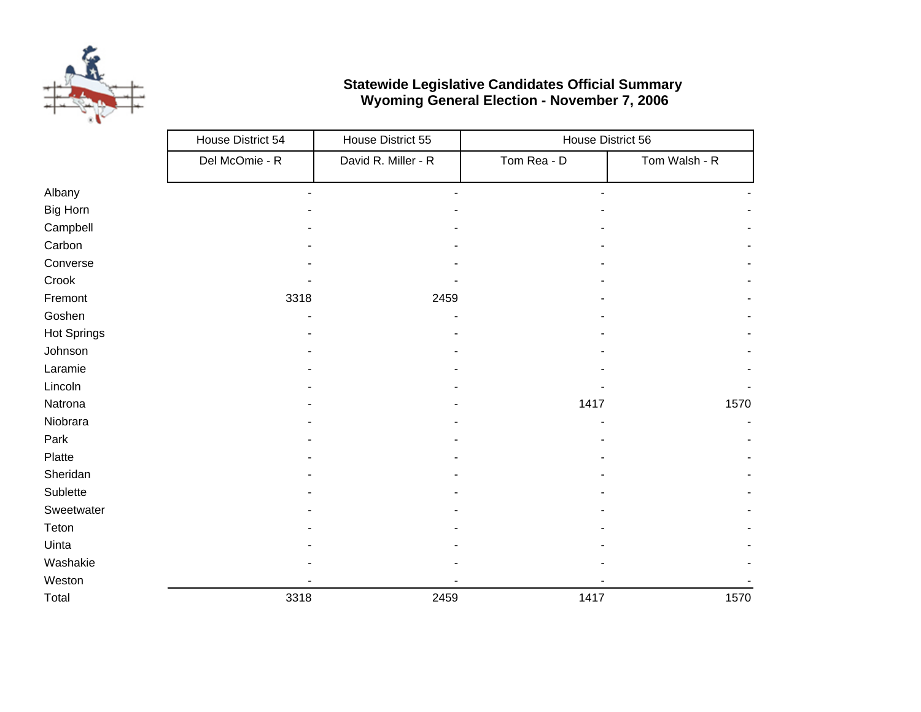**Statewide Legislative Candidates Official Summary**
**Wyoming General Election - November 7, 2006**

| | House District 54 | House District 55 | House District 56 | |
|---|---|---|---|---|
| | Del McOmie - R | David R. Miller - R | Tom Rea - D | Tom Walsh - R |
| Albany | - | - | - | - |
| Big Horn | - | - | - | - |
| Campbell | - | - | - | - |
| Carbon | - | - | - | - |
| Converse | - | - | - | - |
| Crook | - | - | - | - |
| Fremont | 3318 | 2459 | - | - |
| Goshen | - | - | - | - |
| Hot Springs | - | - | - | - |
| Johnson | - | - | - | - |
| Laramie | - | - | - | - |
| Lincoln | - | - | - | - |
| Natrona | - | - | 1417 | 1570 |
| Niobrara | - | - | - | - |
| Park | - | - | - | - |
| Platte | - | - | - | - |
| Sheridan | - | - | - | - |
| Sublette | - | - | - | - |
| Sweetwater | - | - | - | - |
| Teton | - | - | - | - |
| Uinta | - | - | - | - |
| Washakie | - | - | - | - |
| Weston | - | - | - | - |
| Total | 3318 | 2459 | 1417 | 1570 |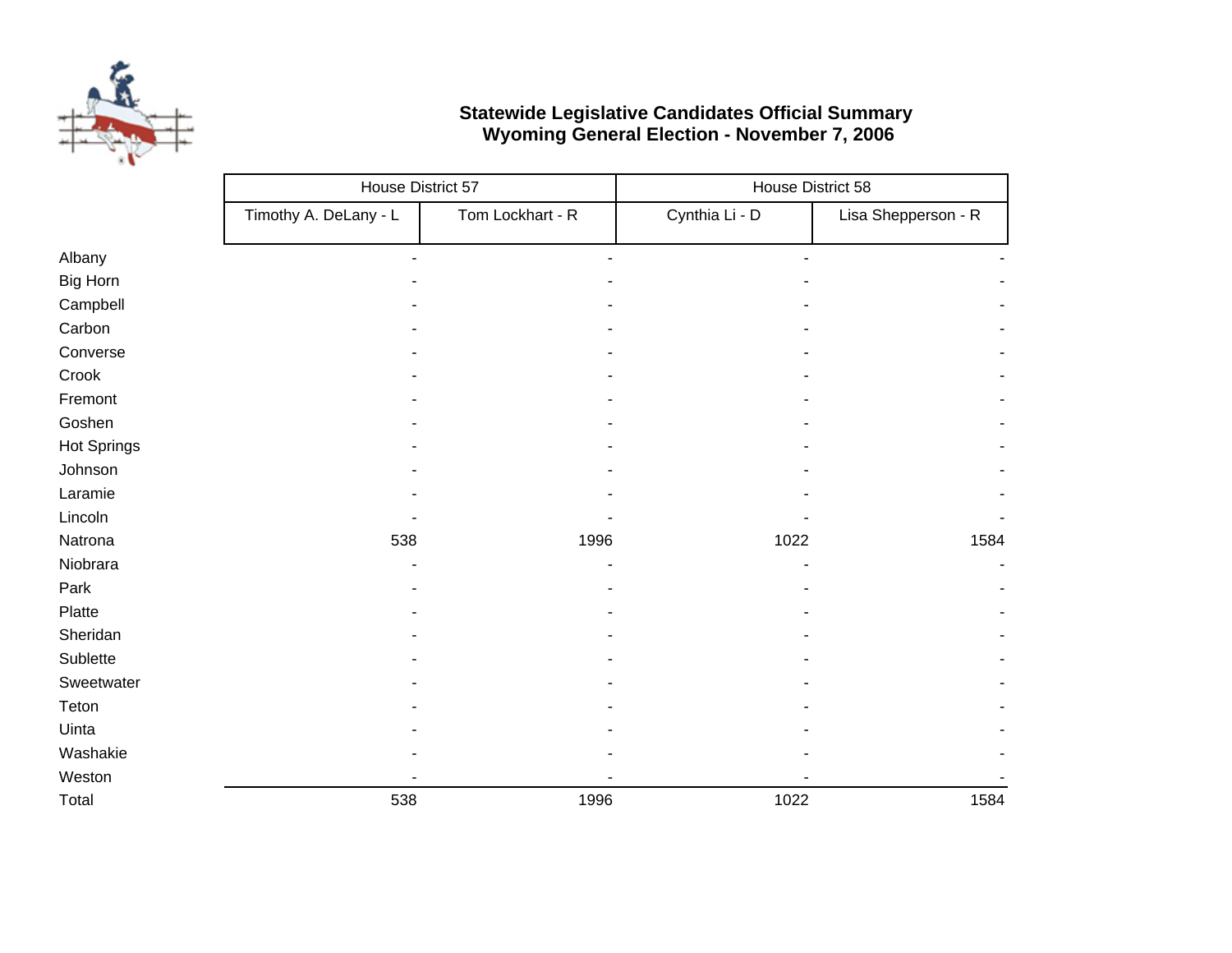# Statewide Legislative Candidates Official Summary
## Wyoming General Election - November 7, 2006

| | House District 57 | | House District 58 | |
|---|---|---|---|---|
| | Timothy A. DeLany - L | Tom Lockhart - R | Cynthia Li - D | Lisa Shepperson - R |
| Albany | - | - | - | - |
| Big Horn | - | - | - | - |
| Campbell | - | - | - | - |
| Carbon | - | - | - | - |
| Converse | - | - | - | - |
| Crook | - | - | - | - |
| Fremont | - | - | - | - |
| Goshen | - | - | - | - |
| Hot Springs | - | - | - | - |
| Johnson | - | - | - | - |
| Laramie | - | - | - | - |
| Lincoln | - | - | - | - |
| Natrona | 538 | 1996 | 1022 | 1584 |
| Niobrara | - | - | - | - |
| Park | - | - | - | - |
| Platte | - | - | - | - |
| Sheridan | - | - | - | - |
| Sublette | - | - | - | - |
| Sweetwater | - | - | - | - |
| Teton | - | - | - | - |
| Uinta | - | - | - | - |
| Washakie | - | - | - | - |
| Weston | - | - | - | - |
| Total | 538 | 1996 | 1022 | 1584 |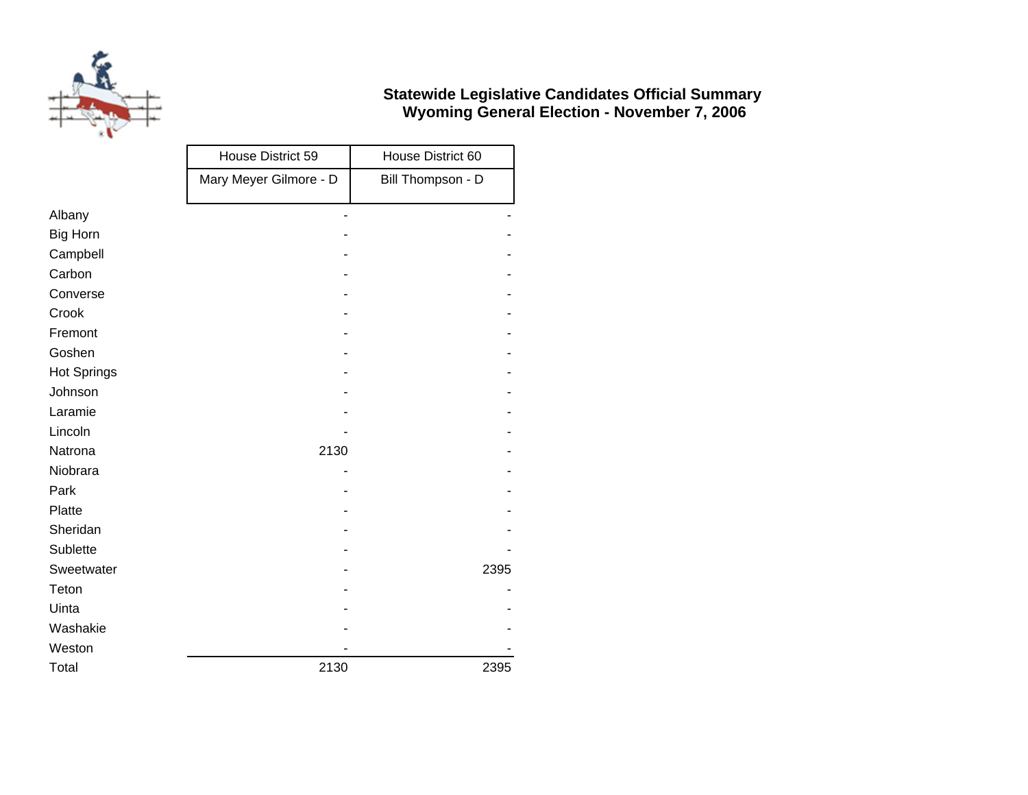**Statewide Legislative Candidates Official Summary**
**Wyoming General Election - November 7, 2006**

| | House District 59 | House District 60 |
|---|---|---|
| | Mary Meyer Gilmore - D | Bill Thompson - D |
| Albany | - | - |
| Big Horn | - | - |
| Campbell | - | - |
| Carbon | - | - |
| Converse | - | - |
| Crook | - | - |
| Fremont | - | - |
| Goshen | - | - |
| Hot Springs | - | - |
| Johnson | - | - |
| Laramie | - | - |
| Lincoln | - | - |
| Natrona | 2130 | - |
| Niobrara | - | - |
| Park | - | - |
| Platte | - | - |
| Sheridan | - | - |
| Sublette | - | - |
| Sweetwater | - | 2395 |
| Teton | - | - |
| Uinta | - | - |
| Washakie | - | - |
| Weston | - | - |
| Total | 2130 | 2395 |